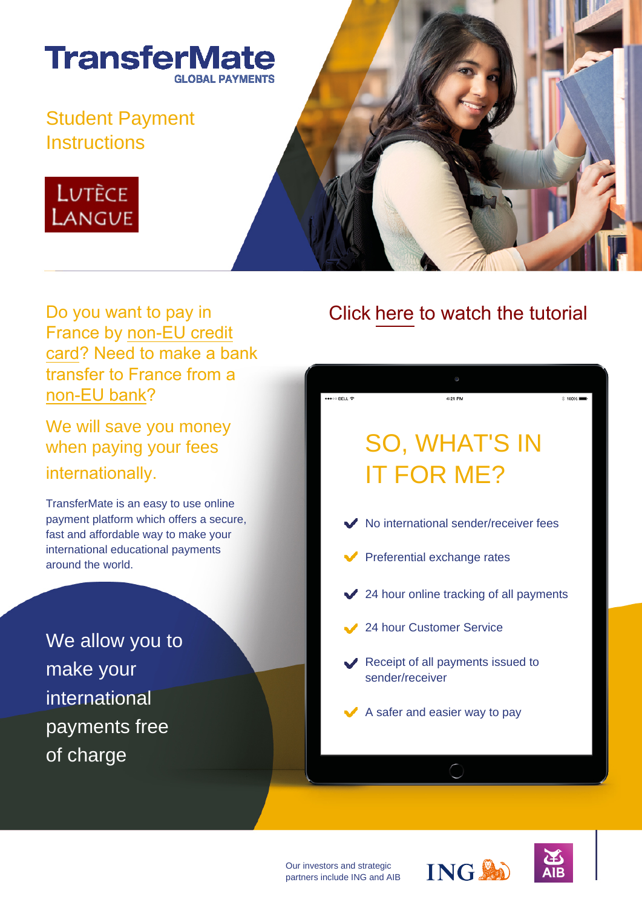# TransferMate

GLOBAL PAYMENTS

## Student Payment Instructions

LUTÈCE LANGUE

Do you want to pay in France by non-EU credit card? Need to make a bank transfer to France from a non-EU bank?

We will save you money when paying your fees internationally.

TransferMate is an easy to use online payment platform which offers a secure, fast and affordable way to make your international educational payments around the world.

We allow you to make your international payments free of charge

Click here to watch the tutorial

## SO, WHAT'S IN IT FOR ME?

- No international sender/receiver fees
- Preferential exchange rates
- 24 hour online tracking of all payments
- 24 hour Customer Service
- Receipt of all payments issued to sender/receiver
- A safer and easier way to pay

Our investors and strategic partners include ING and AIB

ING

AIB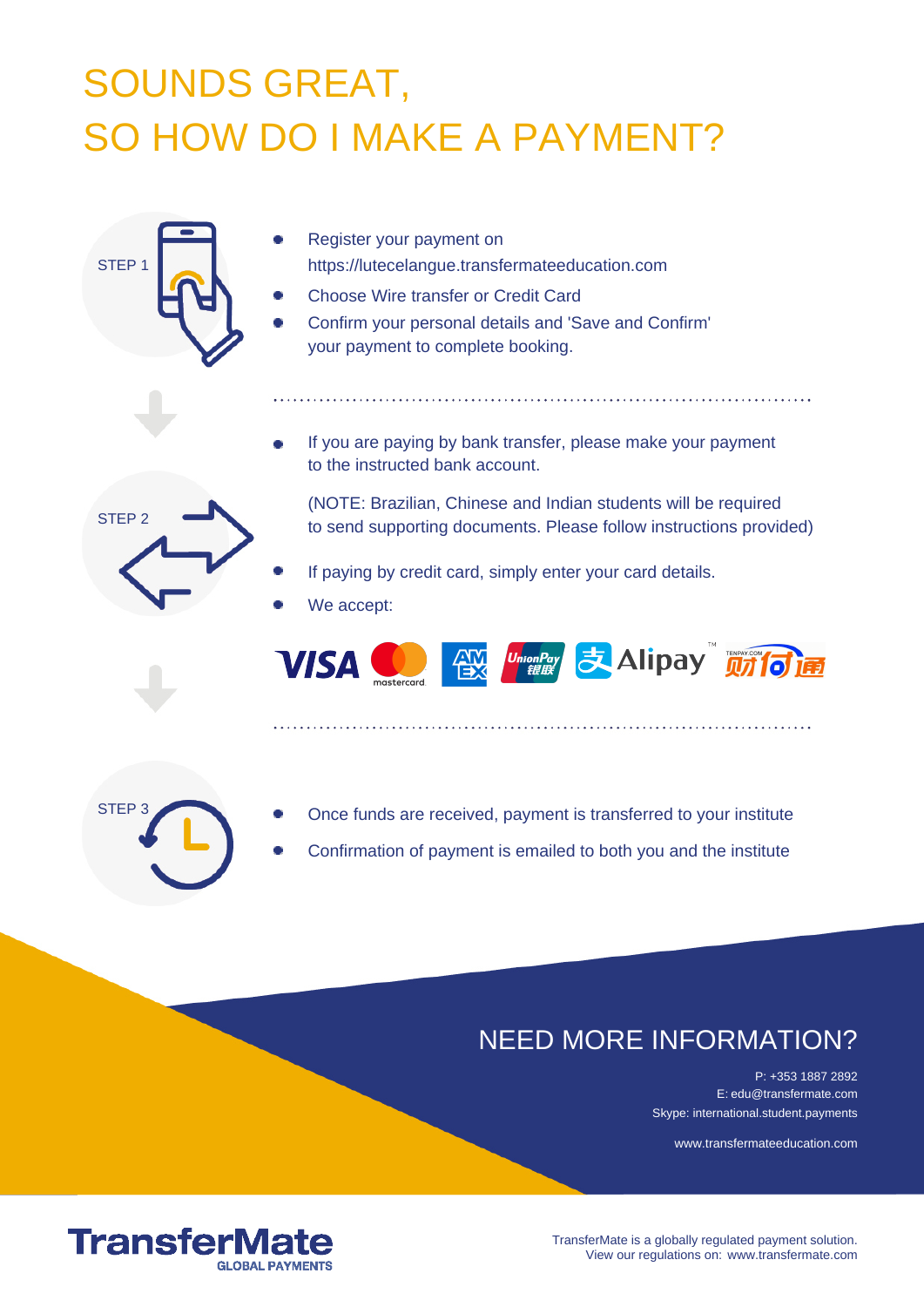# SOUNDS GREAT, SO HOW DO I MAKE A PAYMENT?

STEP 1

- Register your payment on https://lutecelangue.transfermateeducation.com
- Choose Wire transfer or Credit Card
- Confirm your personal details and 'Save and Confirm' your payment to complete booking.

STEP 2

- If you are paying by bank transfer, please make your payment to the instructed bank account.

  (NOTE: Brazilian, Chinese and Indian students will be required to send supporting documents. Please follow instructions provided)

- If paying by credit card, simply enter your card details.
- We accept:

VISA mastercard AMEX UnionPay 银联 Alipay TENPAY.COM 财付通

STEP 3

- Once funds are received, payment is transferred to your institute
- Confirmation of payment is emailed to both you and the institute

## NEED MORE INFORMATION?

P: +353 1887 2892
E: edu@transfermate.com
Skype: international.student.payments

www.transfermateeducation.com

TransferMate GLOBAL PAYMENTS

TransferMate is a globally regulated payment solution.
View our regulations on: www.transfermate.com